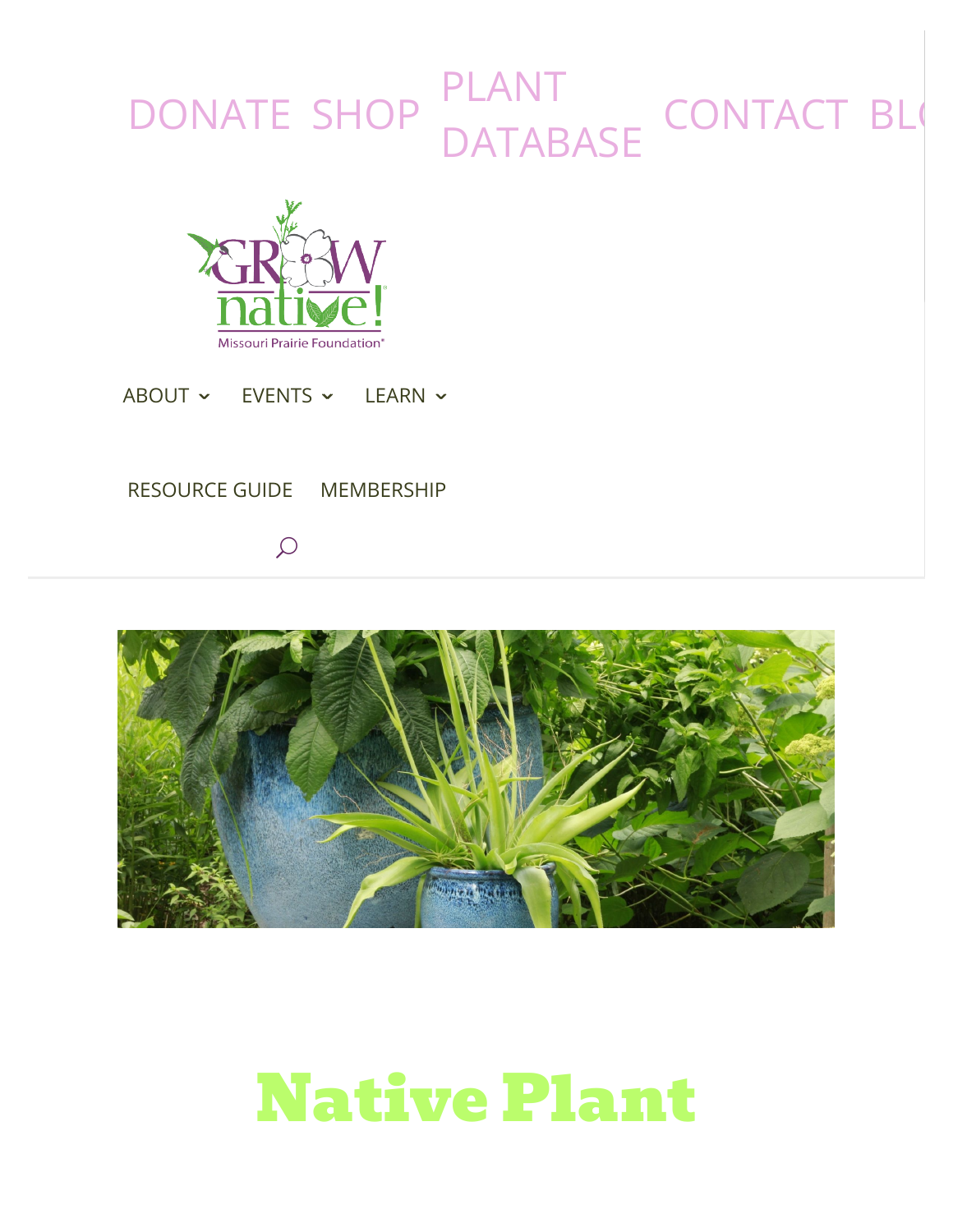DONATE SHOP PLANT DATABASE CONTACT BL

Grow native! Missouri Prairie Foundation

ABOUT EVENTS LEARN

RESOURCE GUIDE MEMBERSHIP

# Native Plant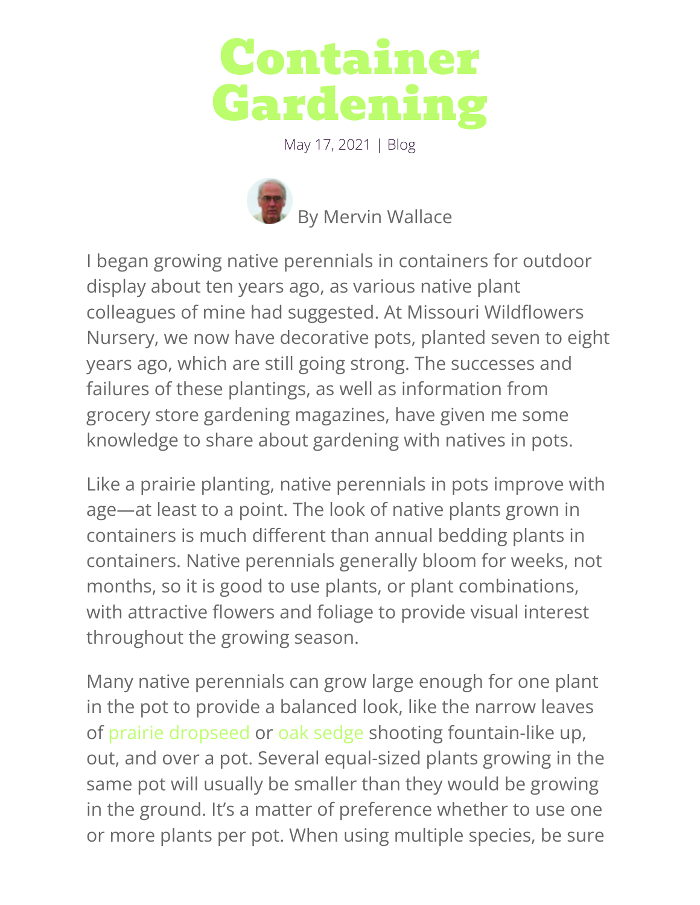# Container Gardening

May 17, 2021 | Blog

By Mervin Wallace

I began growing native perennials in containers for outdoor display about ten years ago, as various native plant colleagues of mine had suggested. At Missouri Wildflowers Nursery, we now have decorative pots, planted seven to eight years ago, which are still going strong. The successes and failures of these plantings, as well as information from grocery store gardening magazines, have given me some knowledge to share about gardening with natives in pots.

Like a prairie planting, native perennials in pots improve with age—at least to a point. The look of native plants grown in containers is much different than annual bedding plants in containers. Native perennials generally bloom for weeks, not months, so it is good to use plants, or plant combinations, with attractive flowers and foliage to provide visual interest throughout the growing season.

Many native perennials can grow large enough for one plant in the pot to provide a balanced look, like the narrow leaves of prairie dropseed or oak sedge shooting fountain-like up, out, and over a pot. Several equal-sized plants growing in the same pot will usually be smaller than they would be growing in the ground. It's a matter of preference whether to use one or more plants per pot. When using multiple species, be sure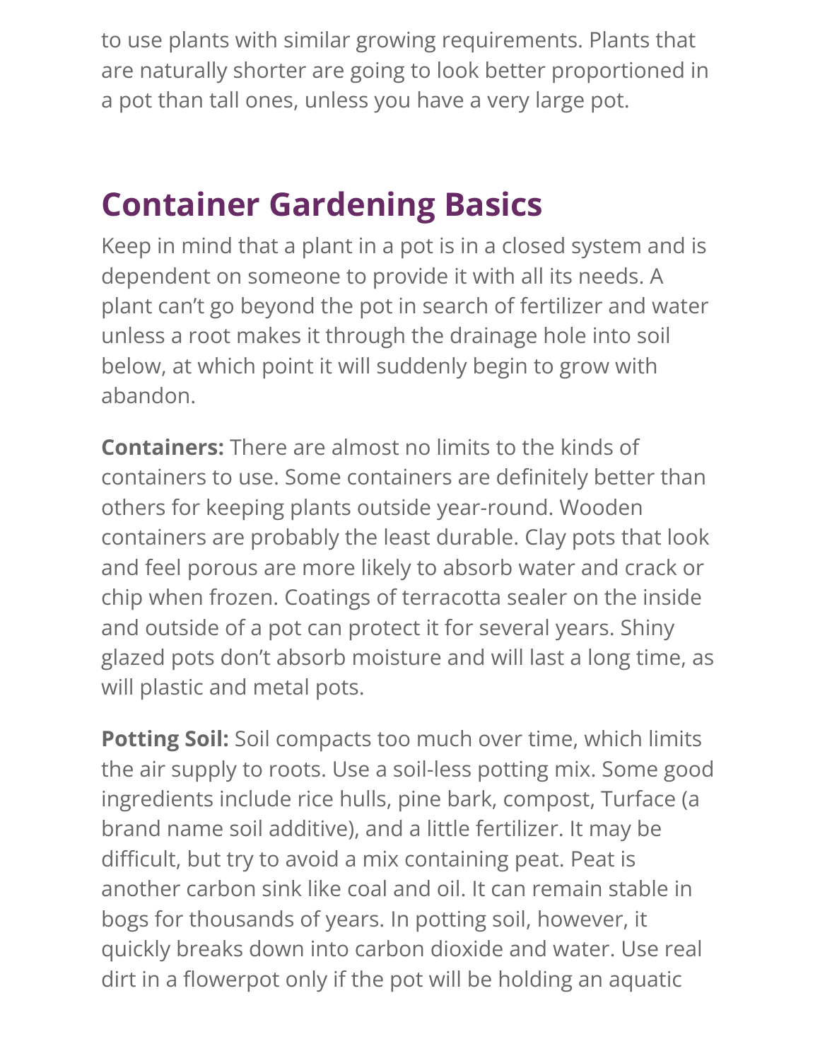to use plants with similar growing requirements. Plants that are naturally shorter are going to look better proportioned in a pot than tall ones, unless you have a very large pot.

## Container Gardening Basics

Keep in mind that a plant in a pot is in a closed system and is dependent on someone to provide it with all its needs. A plant can't go beyond the pot in search of fertilizer and water unless a root makes it through the drainage hole into soil below, at which point it will suddenly begin to grow with abandon.

**Containers:** There are almost no limits to the kinds of containers to use. Some containers are definitely better than others for keeping plants outside year-round. Wooden containers are probably the least durable. Clay pots that look and feel porous are more likely to absorb water and crack or chip when frozen. Coatings of terracotta sealer on the inside and outside of a pot can protect it for several years. Shiny glazed pots don't absorb moisture and will last a long time, as will plastic and metal pots.

**Potting Soil:** Soil compacts too much over time, which limits the air supply to roots. Use a soil-less potting mix. Some good ingredients include rice hulls, pine bark, compost, Turface (a brand name soil additive), and a little fertilizer. It may be difficult, but try to avoid a mix containing peat. Peat is another carbon sink like coal and oil. It can remain stable in bogs for thousands of years. In potting soil, however, it quickly breaks down into carbon dioxide and water. Use real dirt in a flowerpot only if the pot will be holding an aquatic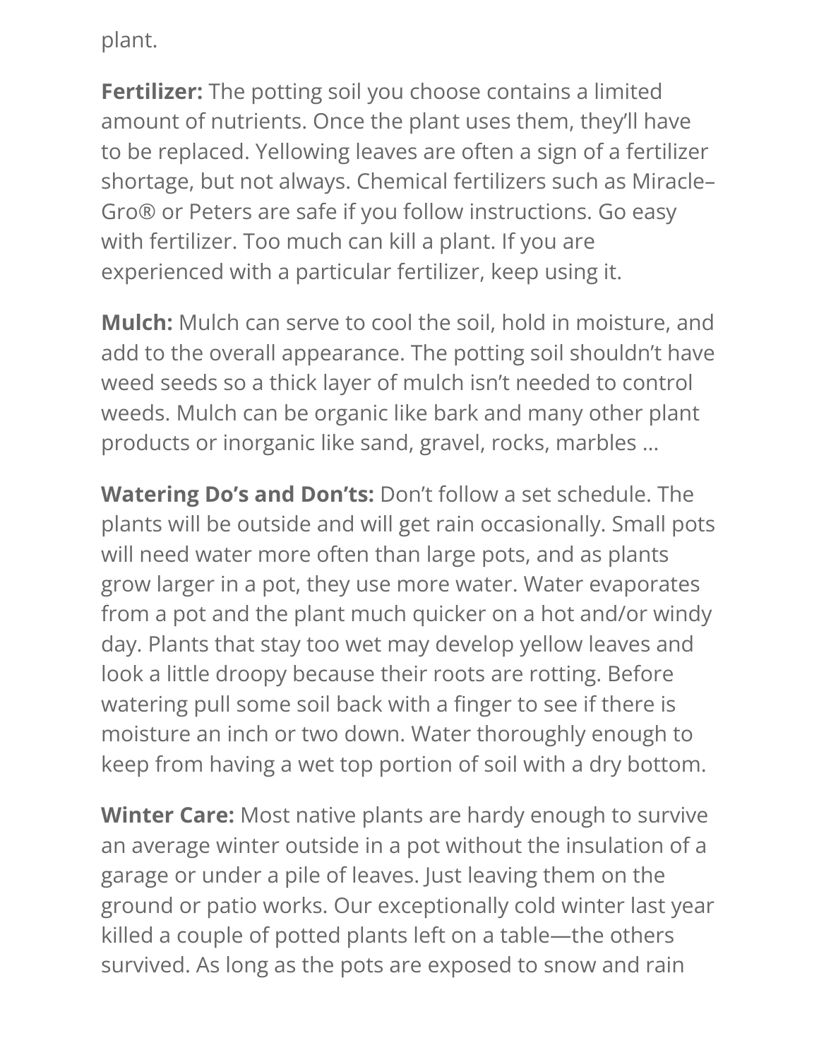plant.

**Fertilizer:** The potting soil you choose contains a limited amount of nutrients. Once the plant uses them, they'll have to be replaced. Yellowing leaves are often a sign of a fertilizer shortage, but not always. Chemical fertilizers such as Miracle–Gro® or Peters are safe if you follow instructions. Go easy with fertilizer. Too much can kill a plant. If you are experienced with a particular fertilizer, keep using it.

**Mulch:** Mulch can serve to cool the soil, hold in moisture, and add to the overall appearance. The potting soil shouldn't have weed seeds so a thick layer of mulch isn't needed to control weeds. Mulch can be organic like bark and many other plant products or inorganic like sand, gravel, rocks, marbles …

**Watering Do's and Don'ts:** Don't follow a set schedule. The plants will be outside and will get rain occasionally. Small pots will need water more often than large pots, and as plants grow larger in a pot, they use more water. Water evaporates from a pot and the plant much quicker on a hot and/or windy day. Plants that stay too wet may develop yellow leaves and look a little droopy because their roots are rotting. Before watering pull some soil back with a finger to see if there is moisture an inch or two down. Water thoroughly enough to keep from having a wet top portion of soil with a dry bottom.

**Winter Care:** Most native plants are hardy enough to survive an average winter outside in a pot without the insulation of a garage or under a pile of leaves. Just leaving them on the ground or patio works. Our exceptionally cold winter last year killed a couple of potted plants left on a table—the others survived. As long as the pots are exposed to snow and rain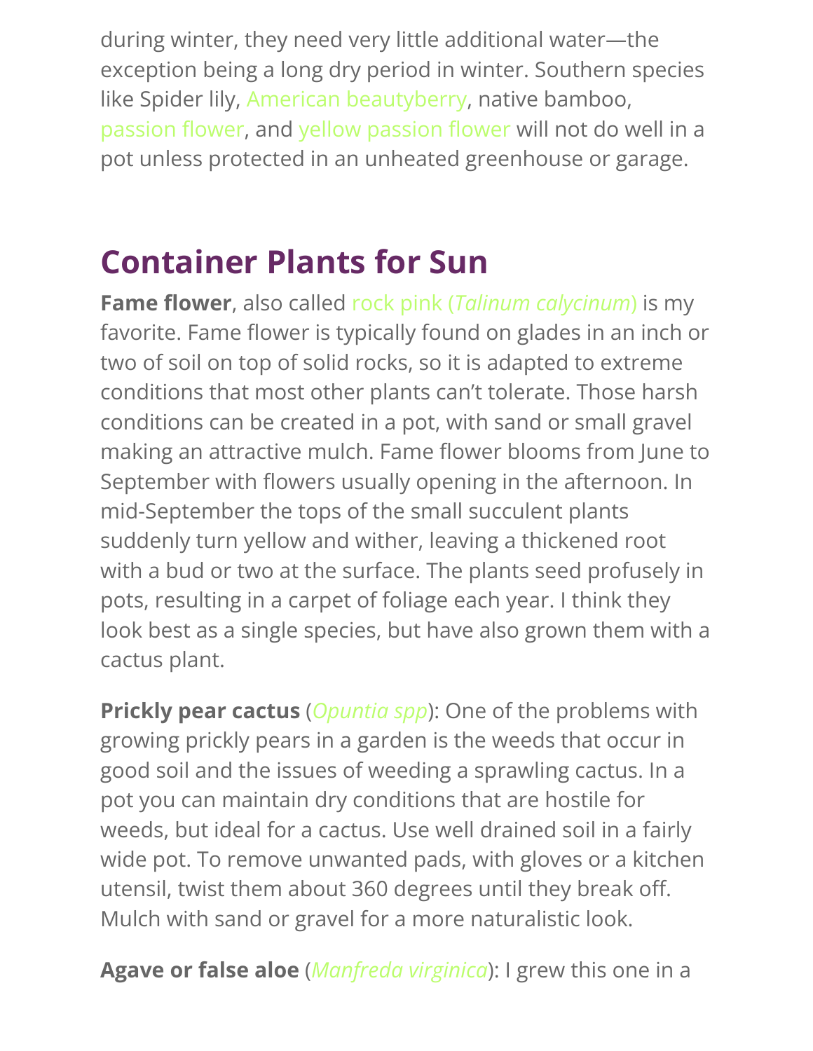during winter, they need very little additional water—the exception being a long dry period in winter. Southern species like Spider lily, American beautyberry, native bamboo, passion flower, and yellow passion flower will not do well in a pot unless protected in an unheated greenhouse or garage.

## Container Plants for Sun

**Fame flower**, also called rock pink (*Talinum calycinum*) is my favorite. Fame flower is typically found on glades in an inch or two of soil on top of solid rocks, so it is adapted to extreme conditions that most other plants can't tolerate. Those harsh conditions can be created in a pot, with sand or small gravel making an attractive mulch. Fame flower blooms from June to September with flowers usually opening in the afternoon. In mid-September the tops of the small succulent plants suddenly turn yellow and wither, leaving a thickened root with a bud or two at the surface. The plants seed profusely in pots, resulting in a carpet of foliage each year. I think they look best as a single species, but have also grown them with a cactus plant.

**Prickly pear cactus** (*Opuntia spp*): One of the problems with growing prickly pears in a garden is the weeds that occur in good soil and the issues of weeding a sprawling cactus. In a pot you can maintain dry conditions that are hostile for weeds, but ideal for a cactus. Use well drained soil in a fairly wide pot. To remove unwanted pads, with gloves or a kitchen utensil, twist them about 360 degrees until they break off. Mulch with sand or gravel for a more naturalistic look.

**Agave or false aloe** (*Manfreda virginica*): I grew this one in a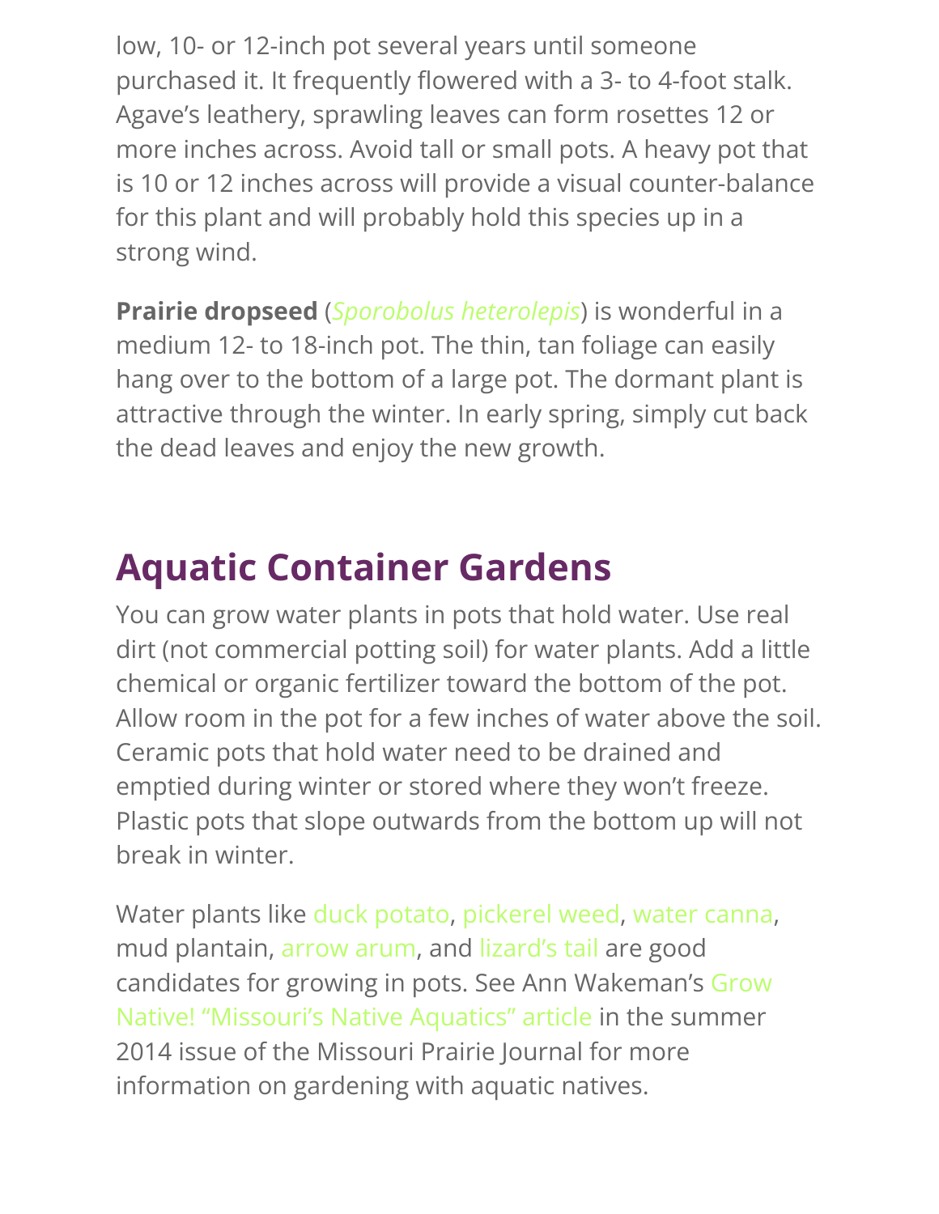low, 10- or 12-inch pot several years until someone purchased it. It frequently flowered with a 3- to 4-foot stalk. Agave's leathery, sprawling leaves can form rosettes 12 or more inches across. Avoid tall or small pots. A heavy pot that is 10 or 12 inches across will provide a visual counter-balance for this plant and will probably hold this species up in a strong wind.

**Prairie dropseed** (*Sporobolus heterolepis*) is wonderful in a medium 12- to 18-inch pot. The thin, tan foliage can easily hang over to the bottom of a large pot. The dormant plant is attractive through the winter. In early spring, simply cut back the dead leaves and enjoy the new growth.

## Aquatic Container Gardens

You can grow water plants in pots that hold water. Use real dirt (not commercial potting soil) for water plants. Add a little chemical or organic fertilizer toward the bottom of the pot. Allow room in the pot for a few inches of water above the soil. Ceramic pots that hold water need to be drained and emptied during winter or stored where they won't freeze. Plastic pots that slope outwards from the bottom up will not break in winter.

Water plants like duck potato, pickerel weed, water canna, mud plantain, arrow arum, and lizard's tail are good candidates for growing in pots. See Ann Wakeman's Grow Native! "Missouri's Native Aquatics" article in the summer 2014 issue of the Missouri Prairie Journal for more information on gardening with aquatic natives.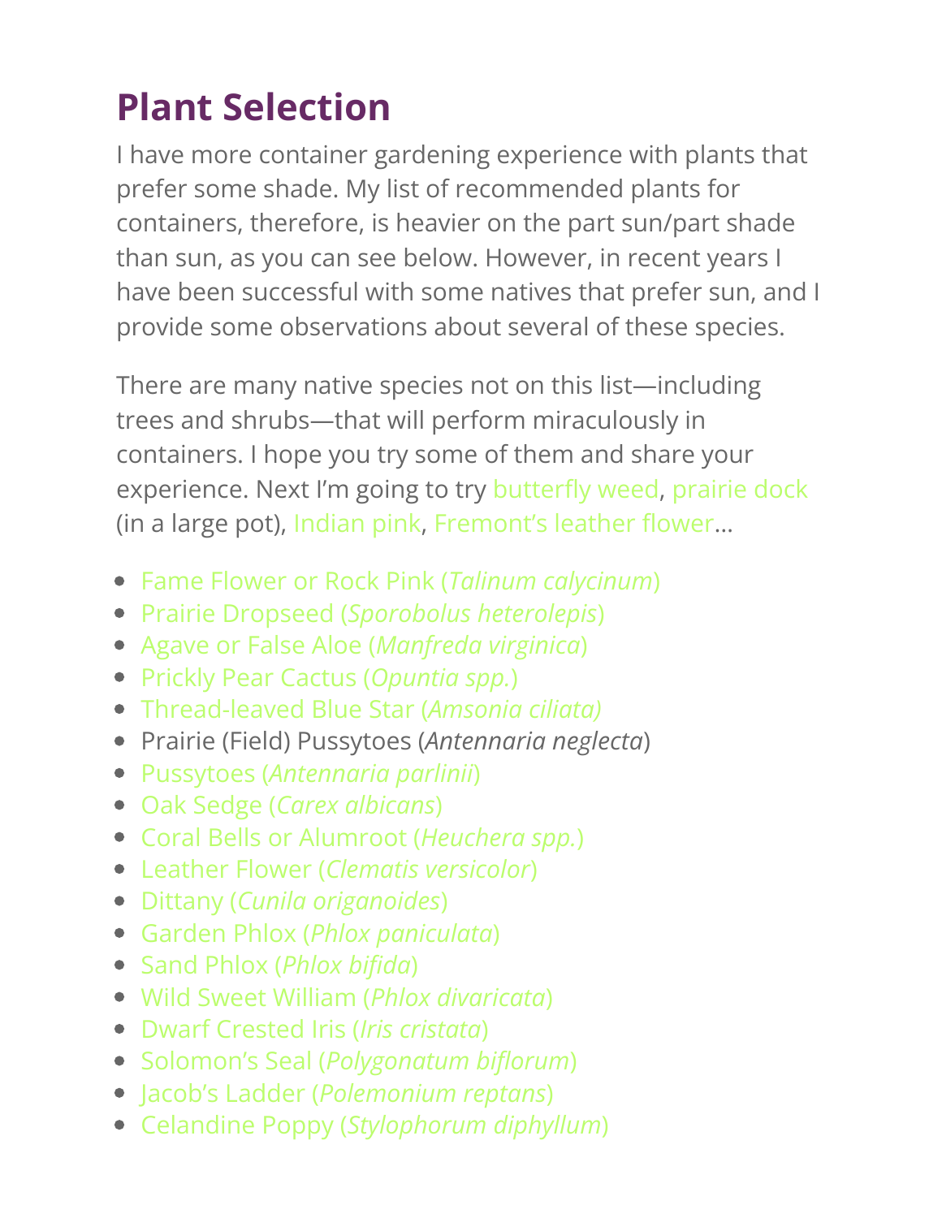## Plant Selection

I have more container gardening experience with plants that prefer some shade. My list of recommended plants for containers, therefore, is heavier on the part sun/part shade than sun, as you can see below. However, in recent years I have been successful with some natives that prefer sun, and I provide some observations about several of these species.

There are many native species not on this list—including trees and shrubs—that will perform miraculously in containers. I hope you try some of them and share your experience. Next I'm going to try butterfly weed, prairie dock (in a large pot), Indian pink, Fremont's leather flower…

- Fame Flower or Rock Pink (*Talinum calycinum*)
- Prairie Dropseed (*Sporobolus heterolepis*)
- Agave or False Aloe (*Manfreda virginica*)
- Prickly Pear Cactus (*Opuntia spp.*)
- Thread-leaved Blue Star (*Amsonia ciliata)*
- Prairie (Field) Pussytoes (*Antennaria neglecta*)
- Pussytoes (*Antennaria parlinii*)
- Oak Sedge (*Carex albicans*)
- Coral Bells or Alumroot (*Heuchera spp.*)
- Leather Flower (*Clematis versicolor*)
- Dittany (*Cunila origanoides*)
- Garden Phlox (*Phlox paniculata*)
- Sand Phlox (*Phlox bifida*)
- Wild Sweet William (*Phlox divaricata*)
- Dwarf Crested Iris (*Iris cristata*)
- Solomon's Seal (*Polygonatum biflorum*)
- Jacob's Ladder (*Polemonium reptans*)
- Celandine Poppy (*Stylophorum diphyllum*)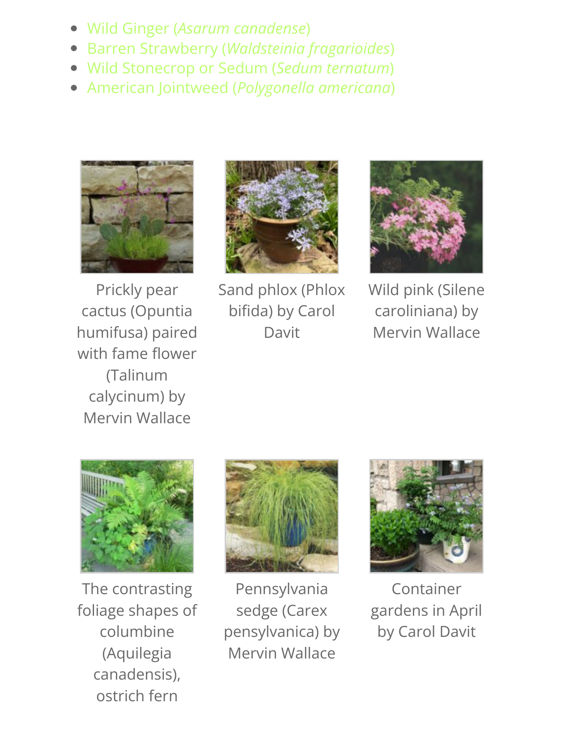- Wild Ginger (*Asarum canadense*)
- Barren Strawberry (*Waldsteinia fragarioides*)
- Wild Stonecrop or Sedum (*Sedum ternatum*)
- American Jointweed (*Polygonella americana*)

Prickly pear cactus (Opuntia humifusa) paired with fame flower (Talinum calycinum) by Mervin Wallace

Sand phlox (Phlox bifida) by Carol Davit

Wild pink (Silene caroliniana) by Mervin Wallace

The contrasting foliage shapes of columbine (Aquilegia canadensis), ostrich fern

Pennsylvania sedge (Carex pensylvanica) by Mervin Wallace

Container gardens in April by Carol Davit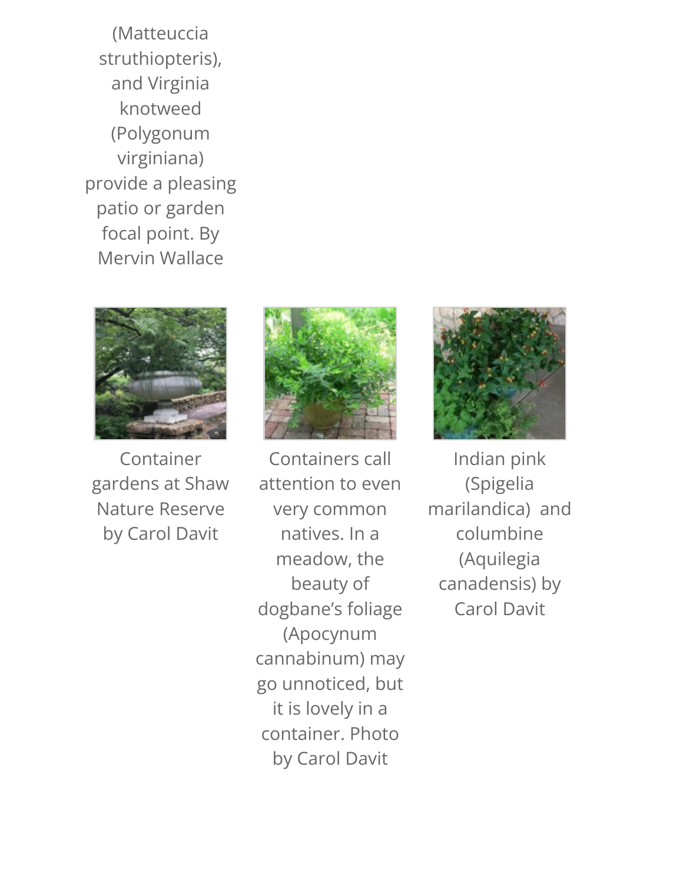(Matteuccia struthiopteris), and Virginia knotweed (Polygonum virginiana) provide a pleasing patio or garden focal point. By Mervin Wallace

Container gardens at Shaw Nature Reserve by Carol Davit

Containers call attention to even very common natives. In a meadow, the beauty of dogbane's foliage (Apocynum cannabinum) may go unnoticed, but it is lovely in a container. Photo by Carol Davit

Indian pink (Spigelia marilandica) and columbine (Aquilegia canadensis) by Carol Davit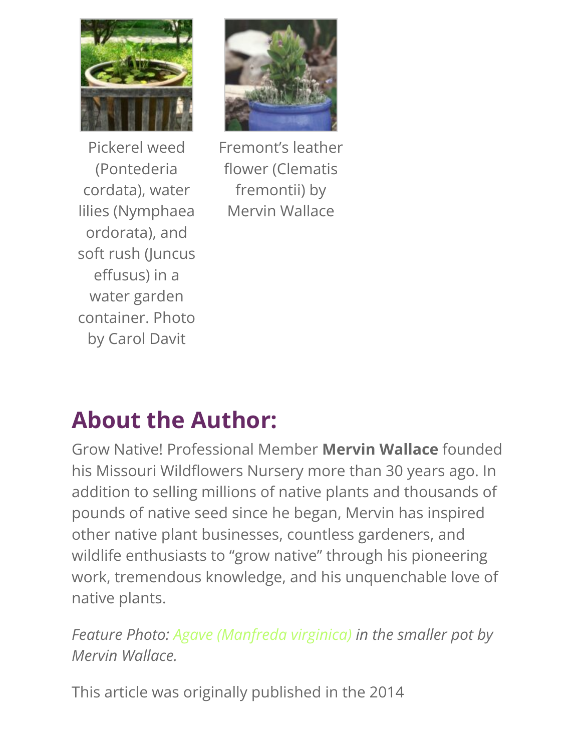Pickerel weed (Pontederia cordata), water lilies (Nymphaea ordorata), and soft rush (Juncus effusus) in a water garden container. Photo by Carol Davit

Fremont's leather flower (Clematis fremontii) by Mervin Wallace

## About the Author:

Grow Native! Professional Member **Mervin Wallace** founded his Missouri Wildflowers Nursery more than 30 years ago. In addition to selling millions of native plants and thousands of pounds of native seed since he began, Mervin has inspired other native plant businesses, countless gardeners, and wildlife enthusiasts to "grow native" through his pioneering work, tremendous knowledge, and his unquenchable love of native plants.

*Feature Photo: Agave (Manfreda virginica) in the smaller pot by Mervin Wallace.*

This article was originally published in the 2014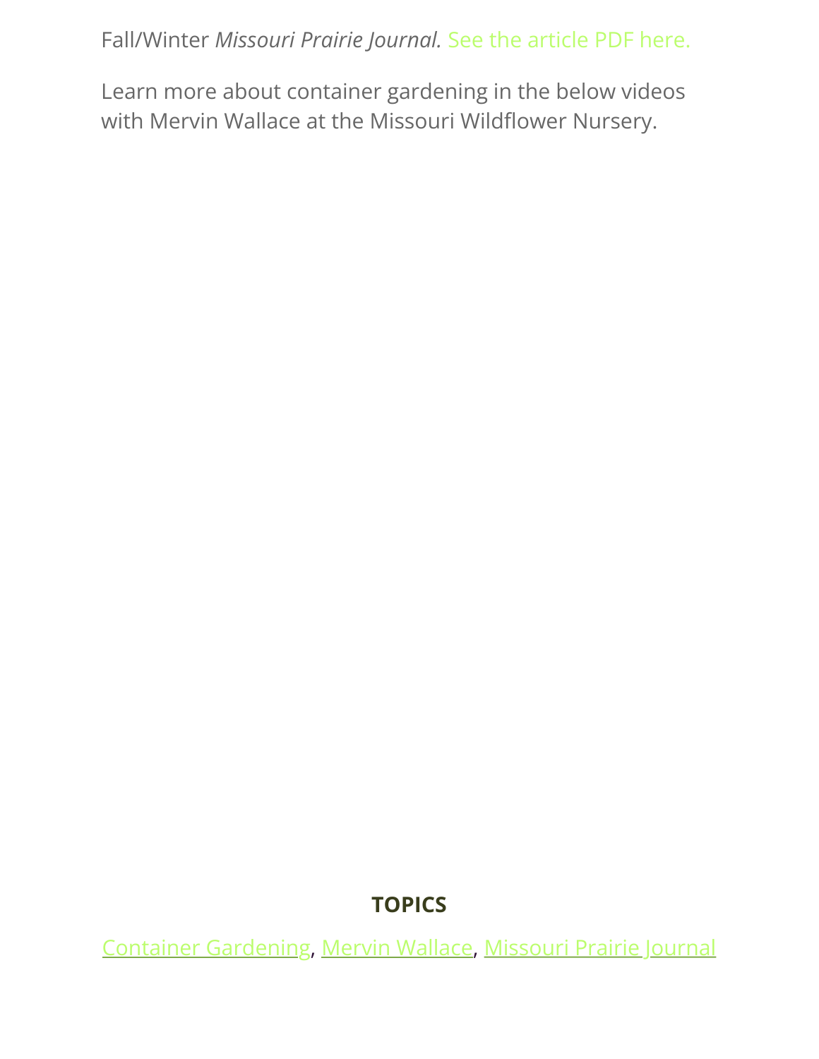Fall/Winter *Missouri Prairie Journal.* See the article PDF here.

Learn more about container gardening in the below videos with Mervin Wallace at the Missouri Wildflower Nursery.

**TOPICS**

Container Gardening, Mervin Wallace, Missouri Prairie Journal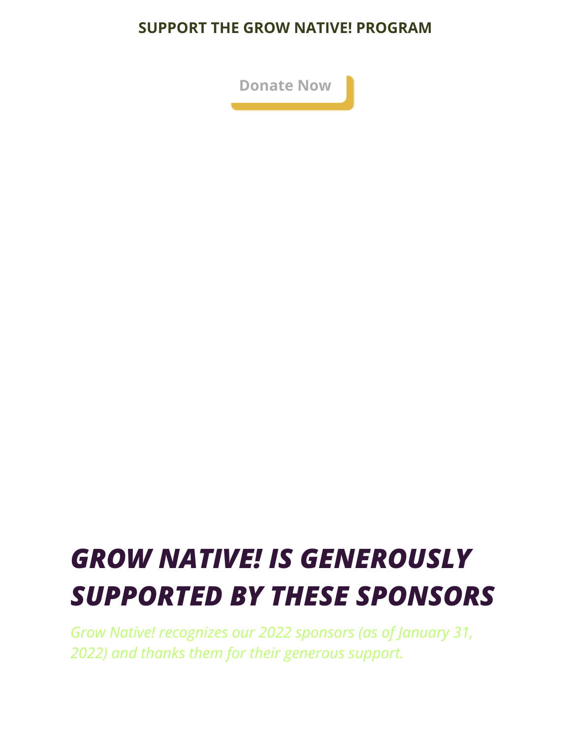**SUPPORT THE GROW NATIVE! PROGRAM**

Donate Now

# *GROW NATIVE! IS GENEROUSLY SUPPORTED BY THESE SPONSORS*

*Grow Native! recognizes our 2022 sponsors (as of January 31, 2022) and thanks them for their generous support.*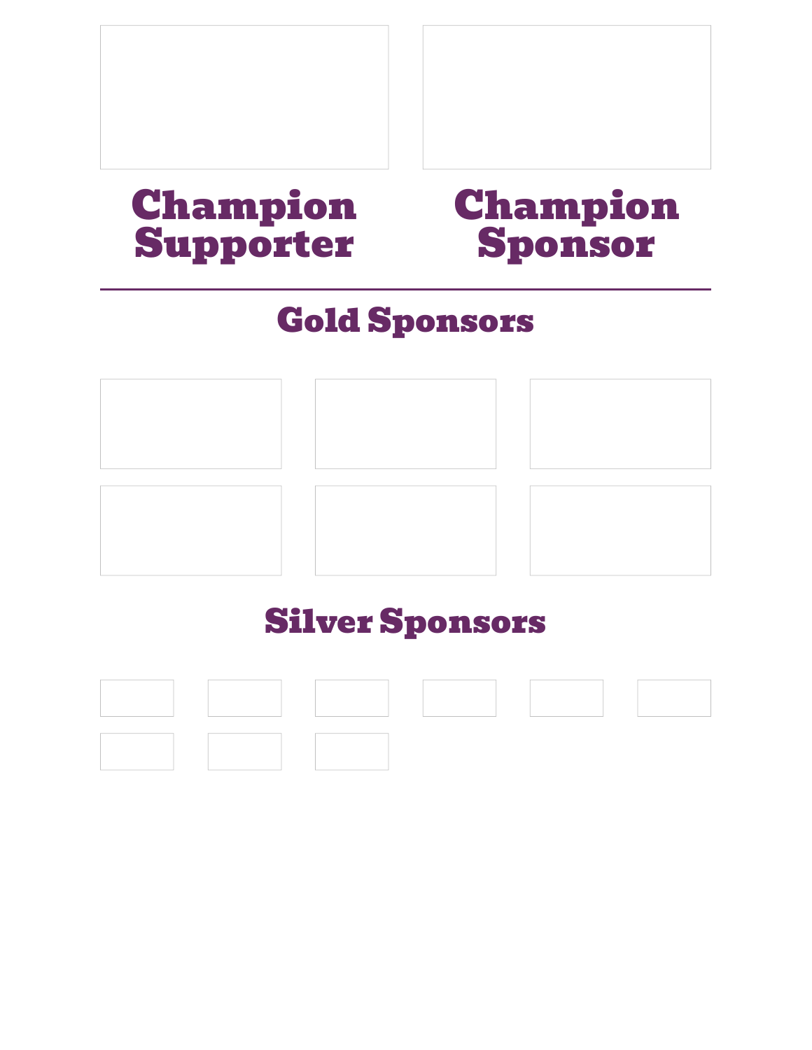## Champion Supporter

## Champion Sponsor

---

## Gold Sponsors

## Silver Sponsors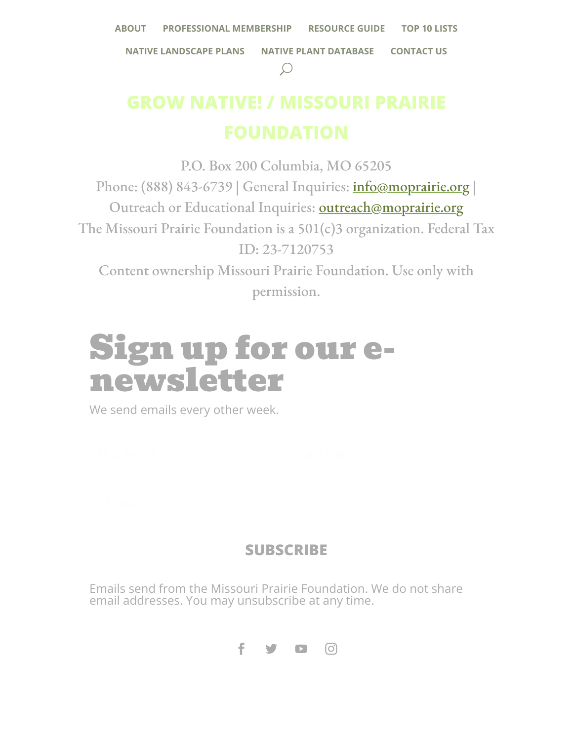ABOUT PROFESSIONAL MEMBERSHIP RESOURCE GUIDE TOP 10 LISTS

NATIVE LANDSCAPE PLANS NATIVE PLANT DATABASE CONTACT US

## GROW NATIVE! / MISSOURI PRAIRIE FOUNDATION

P.O. Box 200 Columbia, MO 65205
Phone: (888) 843-6739 | General Inquiries: info@moprairie.org |
Outreach or Educational Inquiries: outreach@moprairie.org
The Missouri Prairie Foundation is a 501(c)3 organization. Federal Tax ID: 23-7120753
Content ownership Missouri Prairie Foundation. Use only with permission.

# Sign up for our e-newsletter

We send emails every other week.

First Name Last Name

Email

**SUBSCRIBE**

Emails send from the Missouri Prairie Foundation. We do not share email addresses. You may unsubscribe at any time.